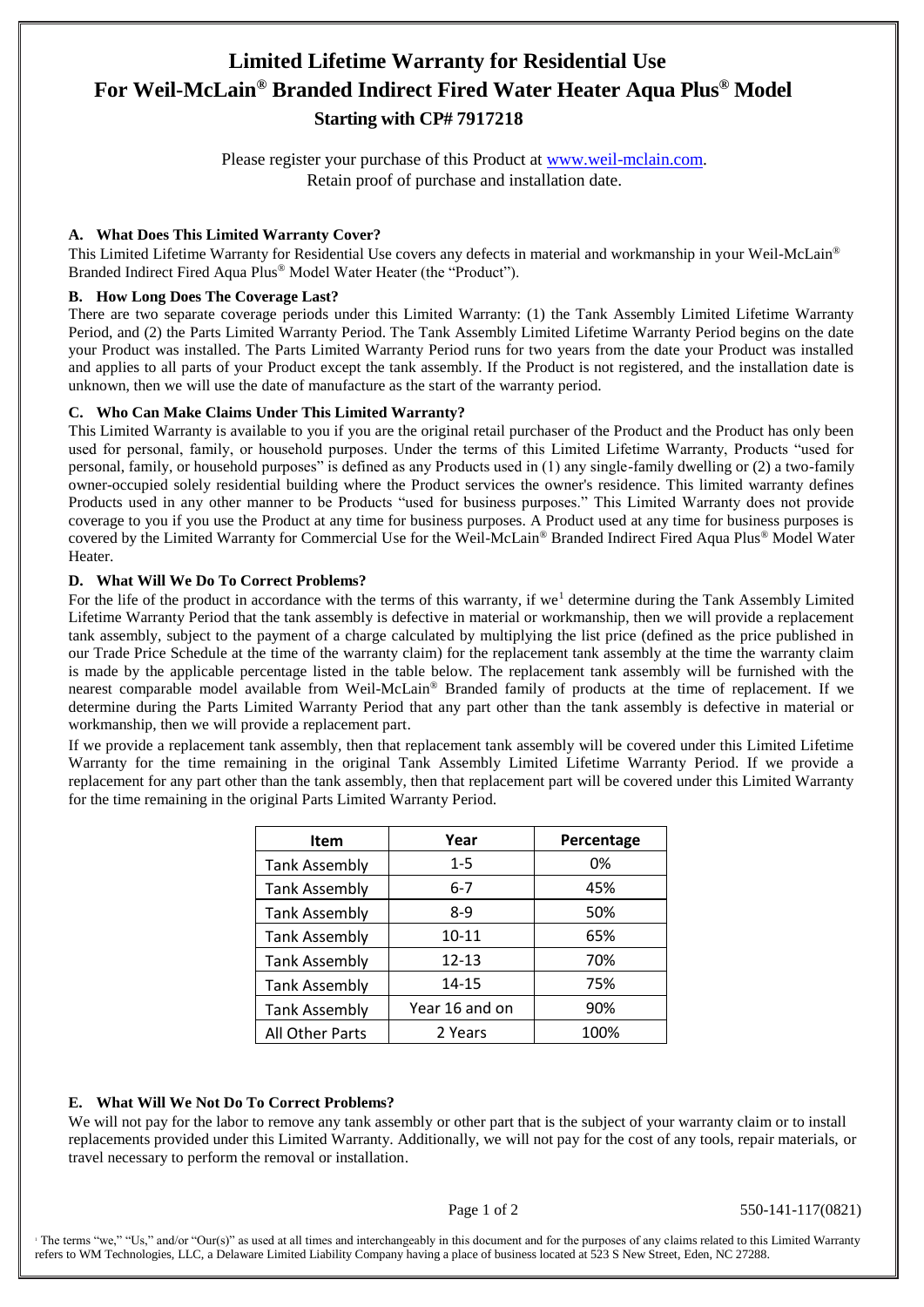# Limited Lifetime Warranty for Residential Use
# For Weil-McLain® Branded Indirect Fired Water Heater Aqua Plus® Model
## Starting with CP# 7917218

Please register your purchase of this Product at www.weil-mclain.com.
Retain proof of purchase and installation date.

### A. What Does This Limited Warranty Cover?

This Limited Lifetime Warranty for Residential Use covers any defects in material and workmanship in your Weil-McLain® Branded Indirect Fired Aqua Plus® Model Water Heater (the "Product").

### B. How Long Does The Coverage Last?

There are two separate coverage periods under this Limited Warranty: (1) the Tank Assembly Limited Lifetime Warranty Period, and (2) the Parts Limited Warranty Period. The Tank Assembly Limited Lifetime Warranty Period begins on the date your Product was installed. The Parts Limited Warranty Period runs for two years from the date your Product was installed and applies to all parts of your Product except the tank assembly. If the Product is not registered, and the installation date is unknown, then we will use the date of manufacture as the start of the warranty period.

### C. Who Can Make Claims Under This Limited Warranty?

This Limited Warranty is available to you if you are the original retail purchaser of the Product and the Product has only been used for personal, family, or household purposes. Under the terms of this Limited Lifetime Warranty, Products "used for personal, family, or household purposes" is defined as any Products used in (1) any single-family dwelling or (2) a two-family owner-occupied solely residential building where the Product services the owner's residence. This limited warranty defines Products used in any other manner to be Products "used for business purposes." This Limited Warranty does not provide coverage to you if you use the Product at any time for business purposes. A Product used at any time for business purposes is covered by the Limited Warranty for Commercial Use for the Weil-McLain® Branded Indirect Fired Aqua Plus® Model Water Heater.

### D. What Will We Do To Correct Problems?

For the life of the product in accordance with the terms of this warranty, if we[1] determine during the Tank Assembly Limited Lifetime Warranty Period that the tank assembly is defective in material or workmanship, then we will provide a replacement tank assembly, subject to the payment of a charge calculated by multiplying the list price (defined as the price published in our Trade Price Schedule at the time of the warranty claim) for the replacement tank assembly at the time the warranty claim is made by the applicable percentage listed in the table below. The replacement tank assembly will be furnished with the nearest comparable model available from Weil-McLain® Branded family of products at the time of replacement. If we determine during the Parts Limited Warranty Period that any part other than the tank assembly is defective in material or workmanship, then we will provide a replacement part.

If we provide a replacement tank assembly, then that replacement tank assembly will be covered under this Limited Lifetime Warranty for the time remaining in the original Tank Assembly Limited Lifetime Warranty Period. If we provide a replacement for any part other than the tank assembly, then that replacement part will be covered under this Limited Warranty for the time remaining in the original Parts Limited Warranty Period.

| Item | Year | Percentage |
|---|---|---|
| Tank Assembly | 1-5 | 0% |
| Tank Assembly | 6-7 | 45% |
| Tank Assembly | 8-9 | 50% |
| Tank Assembly | 10-11 | 65% |
| Tank Assembly | 12-13 | 70% |
| Tank Assembly | 14-15 | 75% |
| Tank Assembly | Year 16 and on | 90% |
| All Other Parts | 2 Years | 100% |

### E. What Will We Not Do To Correct Problems?

We will not pay for the labor to remove any tank assembly or other part that is the subject of your warranty claim or to install replacements provided under this Limited Warranty. Additionally, we will not pay for the cost of any tools, repair materials, or travel necessary to perform the removal or installation.

550-141-117(0821)

[1] The terms "we," "Us," and/or "Our(s)" as used at all times and interchangeably in this document and for the purposes of any claims related to this Limited Warranty refers to WM Technologies, LLC, a Delaware Limited Liability Company having a place of business located at 523 S New Street, Eden, NC 27288.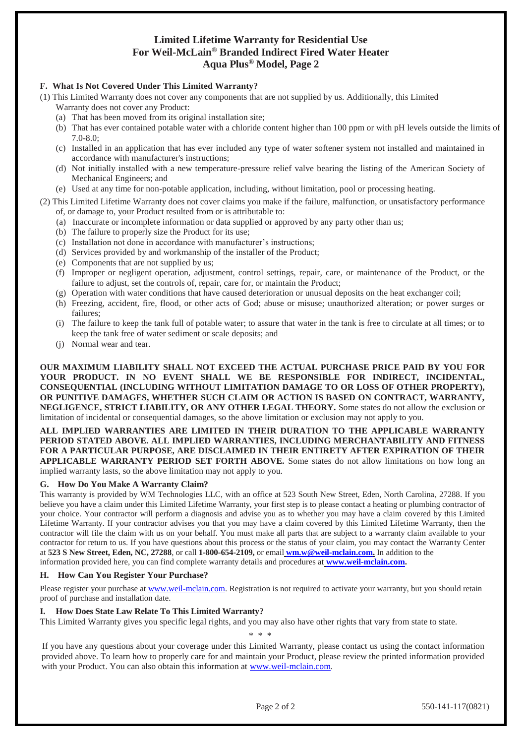# Limited Lifetime Warranty for Residential Use
# For Weil-McLain® Branded Indirect Fired Water Heater
# Aqua Plus® Model, Page 2

### F. What Is Not Covered Under This Limited Warranty?

(1) This Limited Warranty does not cover any components that are not supplied by us. Additionally, this Limited Warranty does not cover any Product:

- (a) That has been moved from its original installation site;
- (b) That has ever contained potable water with a chloride content higher than 100 ppm or with pH levels outside the limits of 7.0-8.0;
- (c) Installed in an application that has ever included any type of water softener system not installed and maintained in accordance with manufacturer's instructions;
- (d) Not initially installed with a new temperature-pressure relief valve bearing the listing of the American Society of Mechanical Engineers; and
- (e) Used at any time for non-potable application, including, without limitation, pool or processing heating.

(2) This Limited Lifetime Warranty does not cover claims you make if the failure, malfunction, or unsatisfactory performance of, or damage to, your Product resulted from or is attributable to:

- (a) Inaccurate or incomplete information or data supplied or approved by any party other than us;
- (b) The failure to properly size the Product for its use;
- (c) Installation not done in accordance with manufacturer's instructions;
- (d) Services provided by and workmanship of the installer of the Product;
- (e) Components that are not supplied by us;
- (f) Improper or negligent operation, adjustment, control settings, repair, care, or maintenance of the Product, or the failure to adjust, set the controls of, repair, care for, or maintain the Product;
- (g) Operation with water conditions that have caused deterioration or unusual deposits on the heat exchanger coil;
- (h) Freezing, accident, fire, flood, or other acts of God; abuse or misuse; unauthorized alteration; or power surges or failures;
- (i) The failure to keep the tank full of potable water; to assure that water in the tank is free to circulate at all times; or to keep the tank free of water sediment or scale deposits; and
- (j) Normal wear and tear.

**OUR MAXIMUM LIABILITY SHALL NOT EXCEED THE ACTUAL PURCHASE PRICE PAID BY YOU FOR YOUR PRODUCT. IN NO EVENT SHALL WE BE RESPONSIBLE FOR INDIRECT, INCIDENTAL, CONSEQUENTIAL (INCLUDING WITHOUT LIMITATION DAMAGE TO OR LOSS OF OTHER PROPERTY), OR PUNITIVE DAMAGES, WHETHER SUCH CLAIM OR ACTION IS BASED ON CONTRACT, WARRANTY, NEGLIGENCE, STRICT LIABILITY, OR ANY OTHER LEGAL THEORY.** Some states do not allow the exclusion or limitation of incidental or consequential damages, so the above limitation or exclusion may not apply to you.

**ALL IMPLIED WARRANTIES ARE LIMITED IN THEIR DURATION TO THE APPLICABLE WARRANTY PERIOD STATED ABOVE. ALL IMPLIED WARRANTIES, INCLUDING MERCHANTABILITY AND FITNESS FOR A PARTICULAR PURPOSE, ARE DISCLAIMED IN THEIR ENTIRETY AFTER EXPIRATION OF THEIR APPLICABLE WARRANTY PERIOD SET FORTH ABOVE.** Some states do not allow limitations on how long an implied warranty lasts, so the above limitation may not apply to you.

### G. How Do You Make A Warranty Claim?

This warranty is provided by WM Technologies LLC, with an office at 523 South New Street, Eden, North Carolina, 27288. If you believe you have a claim under this Limited Lifetime Warranty, your first step is to please contact a heating or plumbing contractor of your choice. Your contractor will perform a diagnosis and advise you as to whether you may have a claim covered by this Limited Lifetime Warranty. If your contractor advises you that you may have a claim covered by this Limited Lifetime Warranty, then the contractor will file the claim with us on your behalf. You must make all parts that are subject to a warranty claim available to your contractor for return to us. If you have questions about this process or the status of your claim, you may contact the Warranty Center at **523 S New Street, Eden, NC, 27288**, or call **1-800-654-2109,** or email **wm.w@weil-mclain.com.** In addition to the information provided here, you can find complete warranty details and procedures at **www.weil-mclain.com.**

### H. How Can You Register Your Purchase?

Please register your purchase at www.weil-mclain.com. Registration is not required to activate your warranty, but you should retain proof of purchase and installation date.

### I. How Does State Law Relate To This Limited Warranty?

This Limited Warranty gives you specific legal rights, and you may also have other rights that vary from state to state.

\* \* \*

If you have any questions about your coverage under this Limited Warranty, please contact us using the contact information provided above. To learn how to properly care for and maintain your Product, please review the printed information provided with your Product. You can also obtain this information at www.weil-mclain.com.

550-141-117(0821)